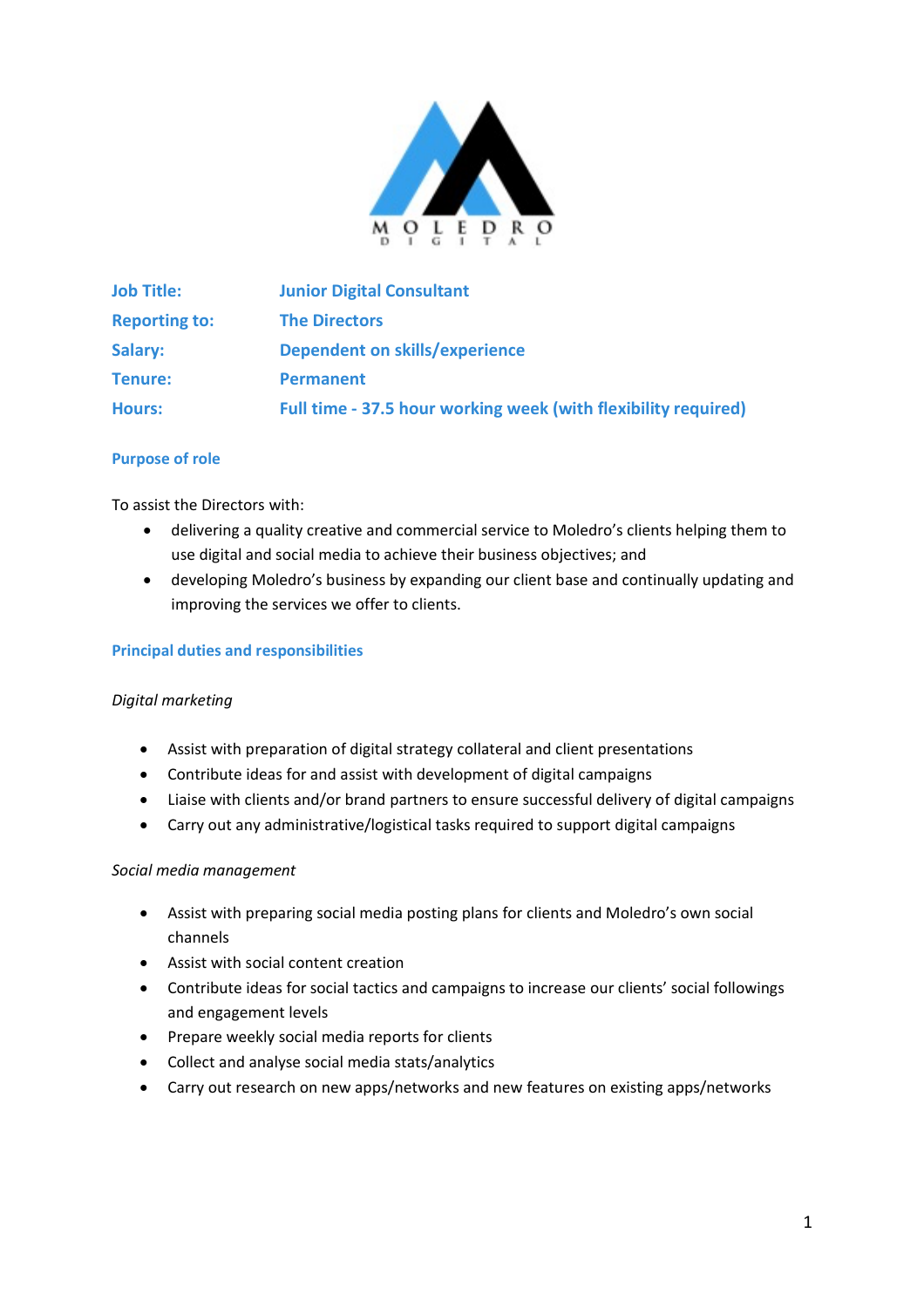| | |
|---|---|
| **Job Title:** | **Junior Digital Consultant** |
| **Reporting to:** | **The Directors** |
| **Salary:** | **Dependent on skills/experience** |
| **Tenure:** | **Permanent** |
| **Hours:** | **Full time - 37.5 hour working week (with flexibility required)** |

### Purpose of role

To assist the Directors with:

- delivering a quality creative and commercial service to Moledro's clients helping them to use digital and social media to achieve their business objectives; and
- developing Moledro's business by expanding our client base and continually updating and improving the services we offer to clients.

### Principal duties and responsibilities

*Digital marketing*

- Assist with preparation of digital strategy collateral and client presentations
- Contribute ideas for and assist with development of digital campaigns
- Liaise with clients and/or brand partners to ensure successful delivery of digital campaigns
- Carry out any administrative/logistical tasks required to support digital campaigns

*Social media management*

- Assist with preparing social media posting plans for clients and Moledro's own social channels
- Assist with social content creation
- Contribute ideas for social tactics and campaigns to increase our clients' social followings and engagement levels
- Prepare weekly social media reports for clients
- Collect and analyse social media stats/analytics
- Carry out research on new apps/networks and new features on existing apps/networks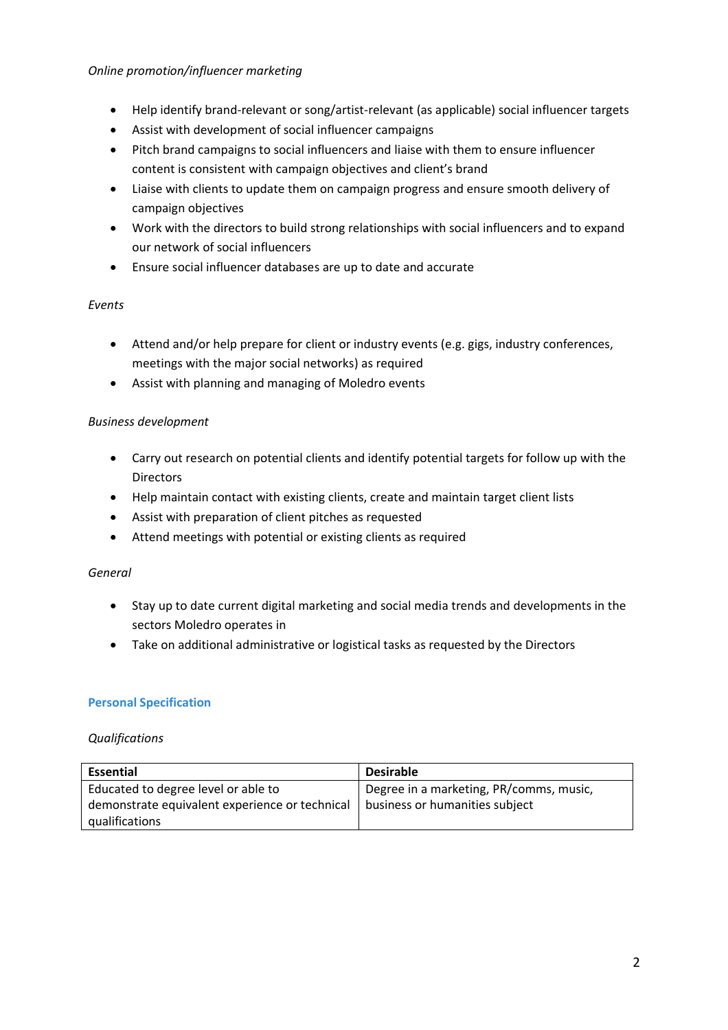*Online promotion/influencer marketing*

- Help identify brand-relevant or song/artist-relevant (as applicable) social influencer targets
- Assist with development of social influencer campaigns
- Pitch brand campaigns to social influencers and liaise with them to ensure influencer content is consistent with campaign objectives and client's brand
- Liaise with clients to update them on campaign progress and ensure smooth delivery of campaign objectives
- Work with the directors to build strong relationships with social influencers and to expand our network of social influencers
- Ensure social influencer databases are up to date and accurate

*Events*

- Attend and/or help prepare for client or industry events (e.g. gigs, industry conferences, meetings with the major social networks) as required
- Assist with planning and managing of Moledro events

*Business development*

- Carry out research on potential clients and identify potential targets for follow up with the Directors
- Help maintain contact with existing clients, create and maintain target client lists
- Assist with preparation of client pitches as requested
- Attend meetings with potential or existing clients as required

*General*

- Stay up to date current digital marketing and social media trends and developments in the sectors Moledro operates in
- Take on additional administrative or logistical tasks as requested by the Directors

## Personal Specification

*Qualifications*

| Essential | Desirable |
| --- | --- |
| Educated to degree level or able to demonstrate equivalent experience or technical qualifications | Degree in a marketing, PR/comms, music, business or humanities subject |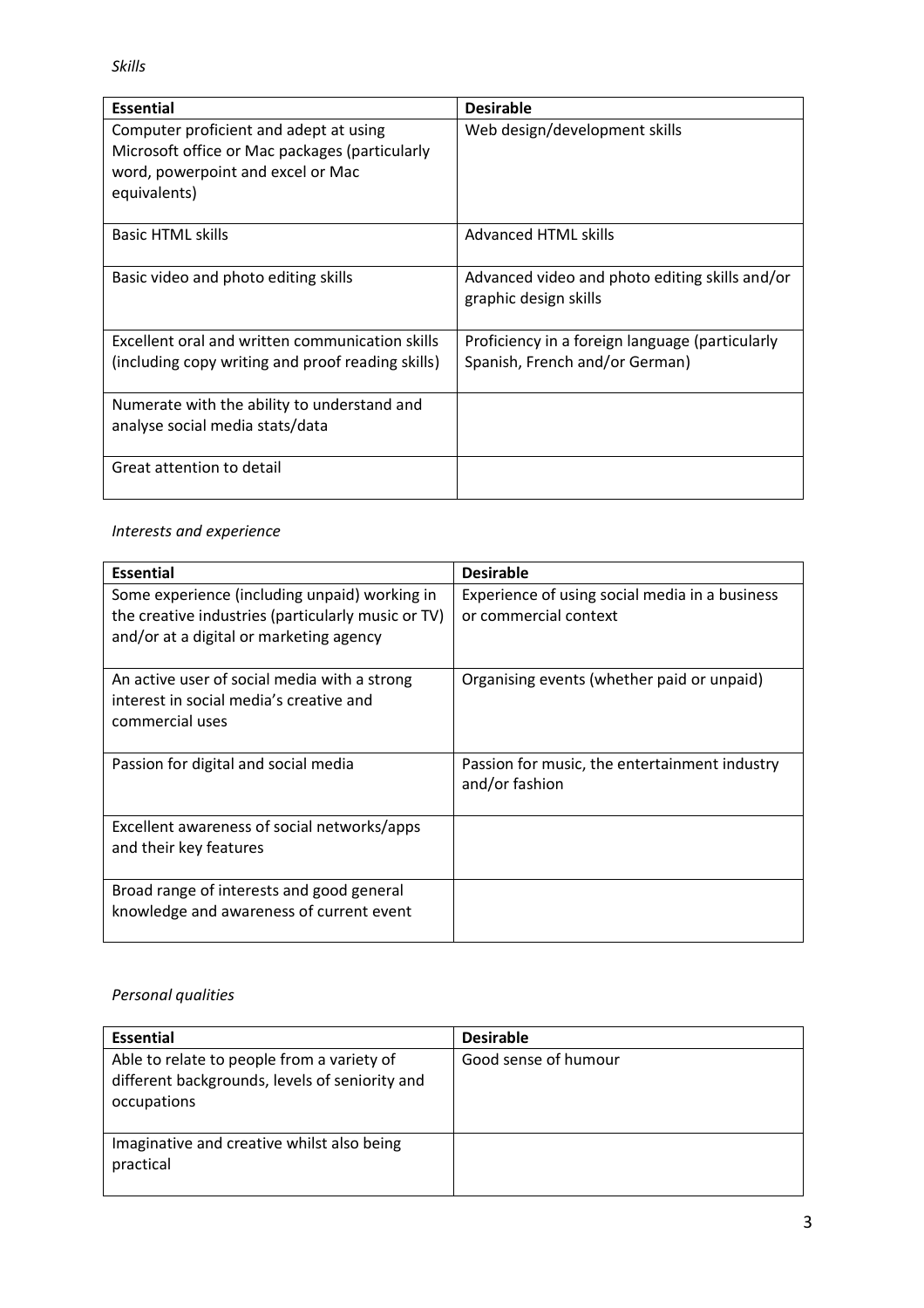*Skills*

| Essential | Desirable |
|---|---|
| Computer proficient and adept at using Microsoft office or Mac packages (particularly word, powerpoint and excel or Mac equivalents) | Web design/development skills |
| Basic HTML skills | Advanced HTML skills |
| Basic video and photo editing skills | Advanced video and photo editing skills and/or graphic design skills |
| Excellent oral and written communication skills (including copy writing and proof reading skills) | Proficiency in a foreign language (particularly Spanish, French and/or German) |
| Numerate with the ability to understand and analyse social media stats/data | |
| Great attention to detail | |

*Interests and experience*

| Essential | Desirable |
|---|---|
| Some experience (including unpaid) working in the creative industries (particularly music or TV) and/or at a digital or marketing agency | Experience of using social media in a business or commercial context |
| An active user of social media with a strong interest in social media's creative and commercial uses | Organising events (whether paid or unpaid) |
| Passion for digital and social media | Passion for music, the entertainment industry and/or fashion |
| Excellent awareness of social networks/apps and their key features | |
| Broad range of interests and good general knowledge and awareness of current event | |

*Personal qualities*

| Essential | Desirable |
|---|---|
| Able to relate to people from a variety of different backgrounds, levels of seniority and occupations | Good sense of humour |
| Imaginative and creative whilst also being practical | |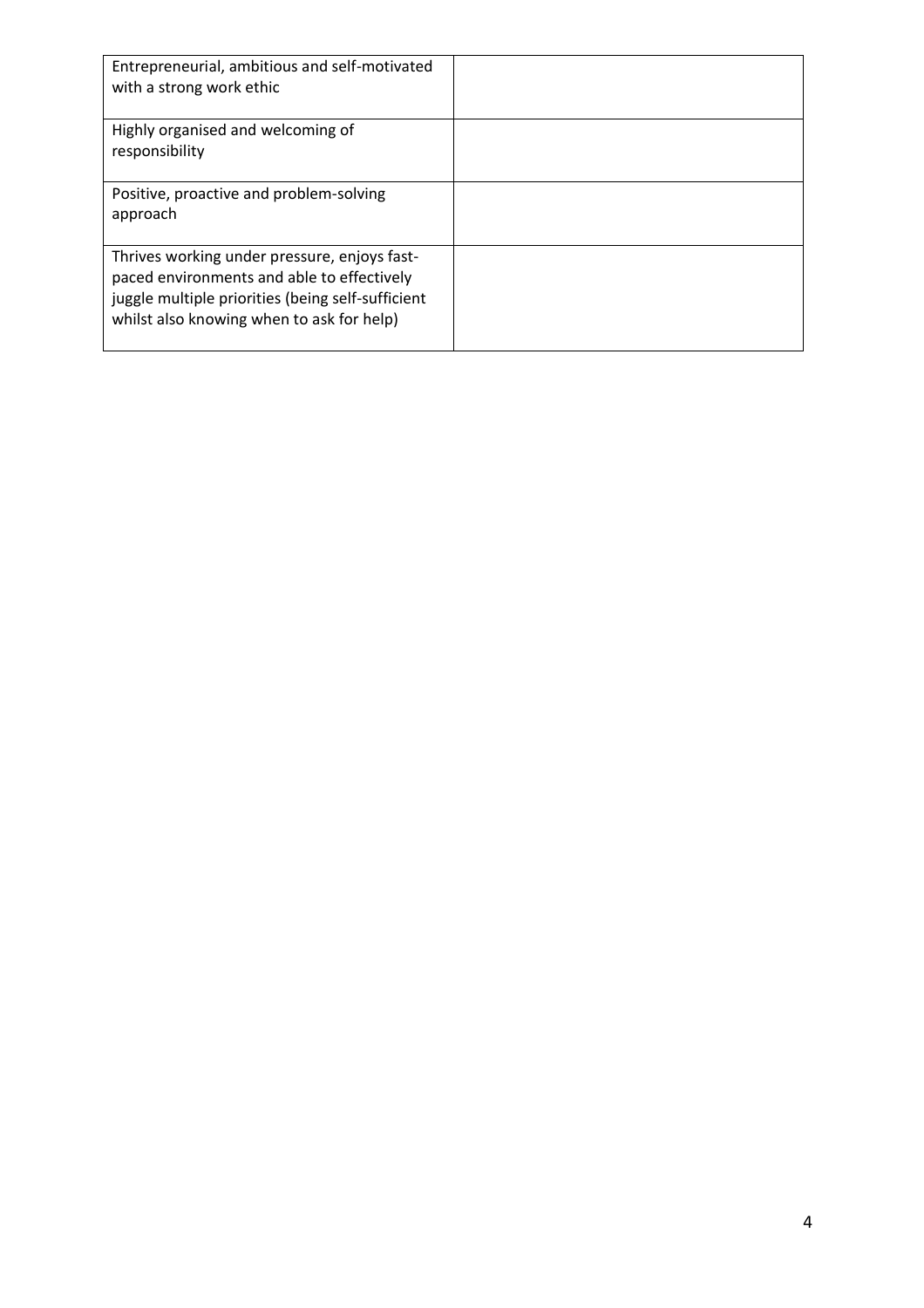| | |
|---|---|
| Entrepreneurial, ambitious and self-motivated with a strong work ethic | |
| Highly organised and welcoming of responsibility | |
| Positive, proactive and problem-solving approach | |
| Thrives working under pressure, enjoys fast-paced environments and able to effectively juggle multiple priorities (being self-sufficient whilst also knowing when to ask for help) | |